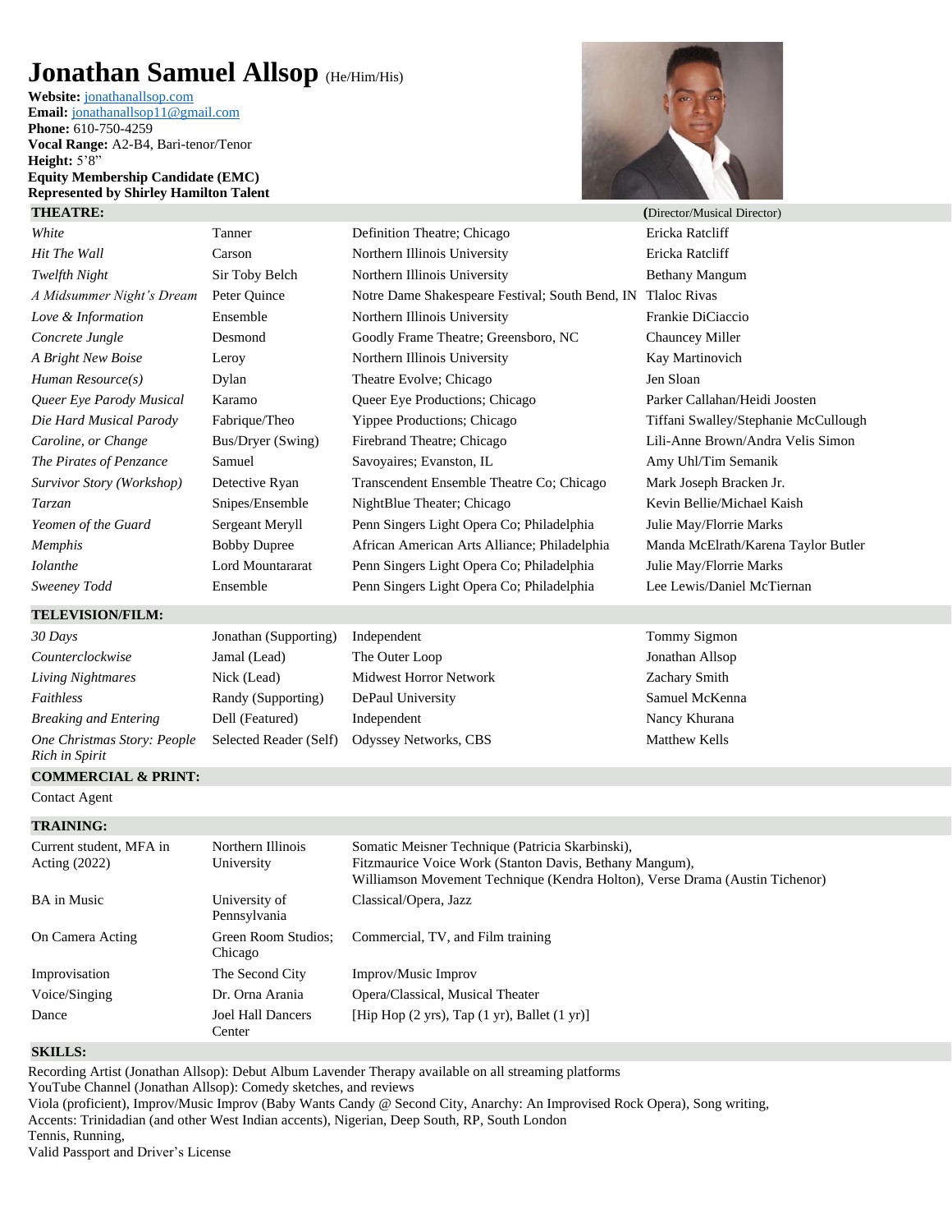# Jonathan Samuel Allsop (He/Him/His)

**Website:** jonathanallsop.com
**Email:** jonathanallsop11@gmail.com
**Phone:** 610-750-4259
**Vocal Range:** A2-B4, Bari-tenor/Tenor
**Height:** 5'8"
**Equity Membership Candidate (EMC)**
**Represented by Shirley Hamilton Talent**

## THEATRE:

| | | | (Director/Musical Director) |
|---|---|---|---|
| *White* | Tanner | Definition Theatre; Chicago | Ericka Ratcliff |
| *Hit The Wall* | Carson | Northern Illinois University | Ericka Ratcliff |
| *Twelfth Night* | Sir Toby Belch | Northern Illinois University | Bethany Mangum |
| *A Midsummer Night's Dream* | Peter Quince | Notre Dame Shakespeare Festival; South Bend, IN | Tlaloc Rivas |
| *Love & Information* | Ensemble | Northern Illinois University | Frankie DiCiaccio |
| *Concrete Jungle* | Desmond | Goodly Frame Theatre; Greensboro, NC | Chauncey Miller |
| *A Bright New Boise* | Leroy | Northern Illinois University | Kay Martinovich |
| *Human Resource(s)* | Dylan | Theatre Evolve; Chicago | Jen Sloan |
| *Queer Eye Parody Musical* | Karamo | Queer Eye Productions; Chicago | Parker Callahan/Heidi Joosten |
| *Die Hard Musical Parody* | Fabrique/Theo | Yippee Productions; Chicago | Tiffani Swalley/Stephanie McCullough |
| *Caroline, or Change* | Bus/Dryer (Swing) | Firebrand Theatre; Chicago | Lili-Anne Brown/Andra Velis Simon |
| *The Pirates of Penzance* | Samuel | Savoyaires; Evanston, IL | Amy Uhl/Tim Semanik |
| *Survivor Story (Workshop)* | Detective Ryan | Transcendent Ensemble Theatre Co; Chicago | Mark Joseph Bracken Jr. |
| *Tarzan* | Snipes/Ensemble | NightBlue Theater; Chicago | Kevin Bellie/Michael Kaish |
| *Yeomen of the Guard* | Sergeant Meryll | Penn Singers Light Opera Co; Philadelphia | Julie May/Florrie Marks |
| *Memphis* | Bobby Dupree | African American Arts Alliance; Philadelphia | Manda McElrath/Karena Taylor Butler |
| *Iolanthe* | Lord Mountararat | Penn Singers Light Opera Co; Philadelphia | Julie May/Florrie Marks |
| *Sweeney Todd* | Ensemble | Penn Singers Light Opera Co; Philadelphia | Lee Lewis/Daniel McTiernan |

## TELEVISION/FILM:

| | | | |
|---|---|---|---|
| *30 Days* | Jonathan (Supporting) | Independent | Tommy Sigmon |
| *Counterclockwise* | Jamal (Lead) | The Outer Loop | Jonathan Allsop |
| *Living Nightmares* | Nick (Lead) | Midwest Horror Network | Zachary Smith |
| *Faithless* | Randy (Supporting) | DePaul University | Samuel McKenna |
| *Breaking and Entering* | Dell (Featured) | Independent | Nancy Khurana |
| *One Christmas Story: People Rich in Spirit* | Selected Reader (Self) | Odyssey Networks, CBS | Matthew Kells |

## COMMERCIAL & PRINT:

Contact Agent

## TRAINING:

| | | |
|---|---|---|
| Current student, MFA in Acting (2022) | Northern Illinois University | Somatic Meisner Technique (Patricia Skarbinski), Fitzmaurice Voice Work (Stanton Davis, Bethany Mangum), Williamson Movement Technique (Kendra Holton), Verse Drama (Austin Tichenor) |
| BA in Music | University of Pennsylvania | Classical/Opera, Jazz |
| On Camera Acting | Green Room Studios; Chicago | Commercial, TV, and Film training |
| Improvisation | The Second City | Improv/Music Improv |
| Voice/Singing | Dr. Orna Arania | Opera/Classical, Musical Theater |
| Dance | Joel Hall Dancers Center | [Hip Hop (2 yrs), Tap (1 yr), Ballet (1 yr)] |

## SKILLS:

Recording Artist (Jonathan Allsop): Debut Album Lavender Therapy available on all streaming platforms
YouTube Channel (Jonathan Allsop): Comedy sketches, and reviews
Viola (proficient), Improv/Music Improv (Baby Wants Candy @ Second City, Anarchy: An Improvised Rock Opera), Song writing,
Accents: Trinidadian (and other West Indian accents), Nigerian, Deep South, RP, South London
Tennis, Running,
Valid Passport and Driver's License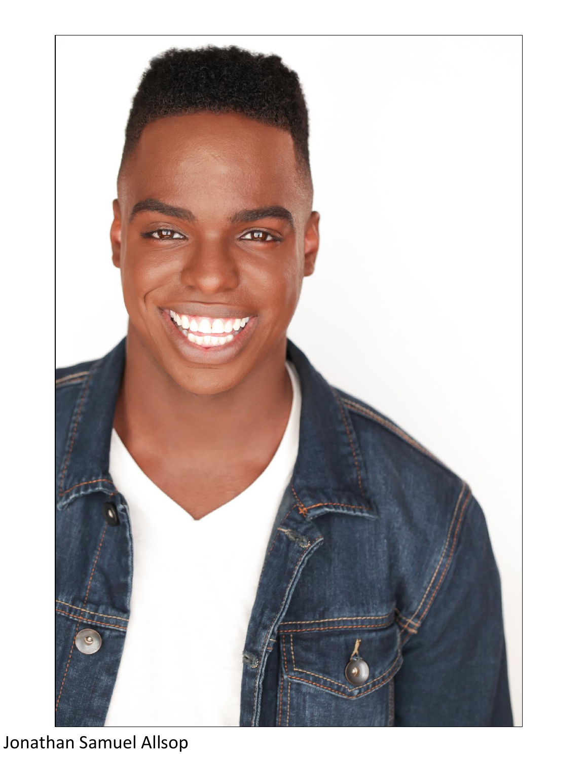Jonathan Samuel Allsop